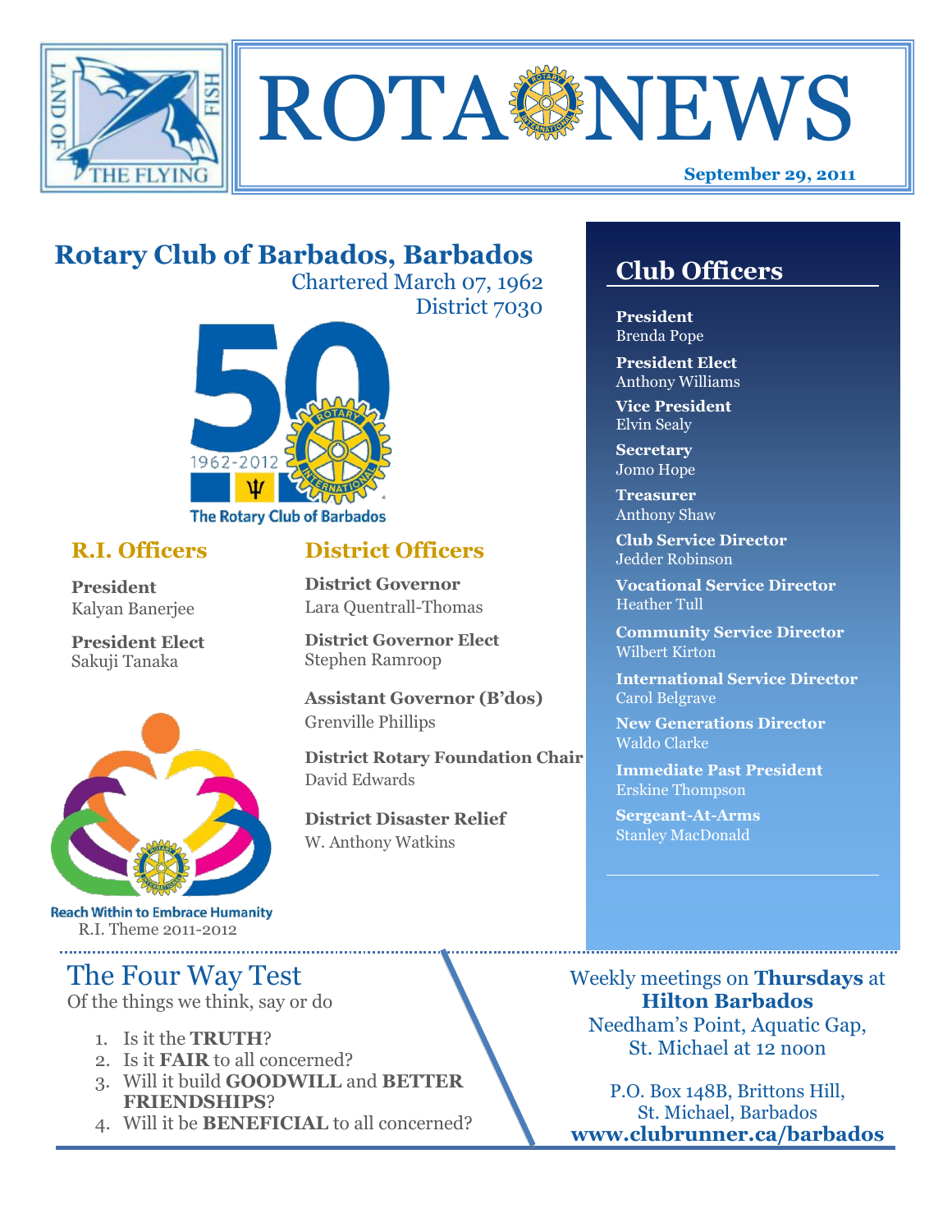# ROTA NEWS

**September 29, 2011**

## Rotary Club of Barbados, Barbados

Chartered March 07, 1962

District 7030

The Rotary Club of Barbados

1962-2012

### R.I. Officers

**President**
Kalyan Banerjee

**President Elect**
Sakuji Tanaka

Reach Within to Embrace Humanity

R.I. Theme 2011-2012

### District Officers

**District Governor**
Lara Quentrall-Thomas

**District Governor Elect**
Stephen Ramroop

**Assistant Governor (B'dos)**
Grenville Phillips

**District Rotary Foundation Chair**
David Edwards

**District Disaster Relief**
W. Anthony Watkins

### Club Officers

**President**
Brenda Pope

**President Elect**
Anthony Williams

**Vice President**
Elvin Sealy

**Secretary**
Jomo Hope

**Treasurer**
Anthony Shaw

**Club Service Director**
Jedder Robinson

**Vocational Service Director**
Heather Tull

**Community Service Director**
Wilbert Kirton

**International Service Director**
Carol Belgrave

**New Generations Director**
Waldo Clarke

**Immediate Past President**
Erskine Thompson

**Sergeant-At-Arms**
Stanley MacDonald

## The Four Way Test

Of the things we think, say or do

1. Is it the **TRUTH**?
2. Is it **FAIR** to all concerned?
3. Will it build **GOODWILL** and **BETTER FRIENDSHIPS**?
4. Will it be **BENEFICIAL** to all concerned?

Weekly meetings on **Thursdays** at **Hilton Barbados**
Needham's Point, Aquatic Gap, St. Michael at 12 noon

P.O. Box 148B, Brittons Hill, St. Michael, Barbados
**www.clubrunner.ca/barbados**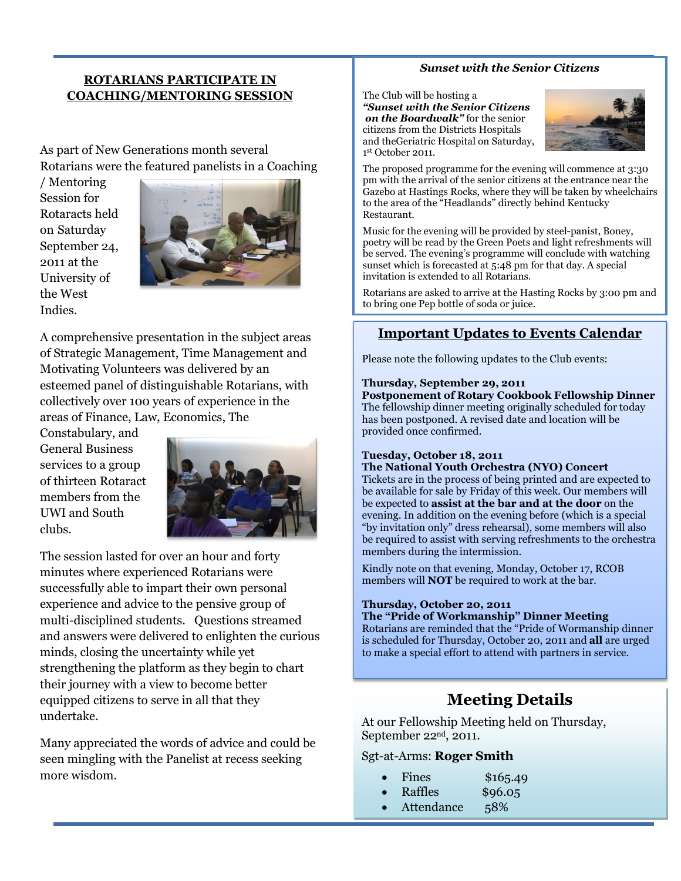## ROTARIANS PARTICIPATE IN COACHING/MENTORING SESSION

As part of New Generations month several Rotarians were the featured panelists in a Coaching / Mentoring Session for Rotaracts held on Saturday September 24, 2011 at the University of the West Indies.

A comprehensive presentation in the subject areas of Strategic Management, Time Management and Motivating Volunteers was delivered by an esteemed panel of distinguishable Rotarians, with collectively over 100 years of experience in the areas of Finance, Law, Economics, The Constabulary, and General Business services to a group of thirteen Rotaract members from the UWI and South clubs.

The session lasted for over an hour and forty minutes where experienced Rotarians were successfully able to impart their own personal experience and advice to the pensive group of multi-disciplined students. Questions streamed and answers were delivered to enlighten the curious minds, closing the uncertainty while yet strengthening the platform as they begin to chart their journey with a view to become better equipped citizens to serve in all that they undertake.

Many appreciated the words of advice and could be seen mingling with the Panelist at recess seeking more wisdom.

### *Sunset with the Senior Citizens*

The Club will be hosting a ***"Sunset with the Senior Citizens on the Boardwalk"*** for the senior citizens from the Districts Hospitals and theGeriatric Hospital on Saturday, 1st October 2011.

The proposed programme for the evening will commence at 3:30 pm with the arrival of the senior citizens at the entrance near the Gazebo at Hastings Rocks, where they will be taken by wheelchairs to the area of the "Headlands" directly behind Kentucky Restaurant.

Music for the evening will be provided by steel-panist, Boney, poetry will be read by the Green Poets and light refreshments will be served. The evening's programme will conclude with watching sunset which is forecasted at 5:48 pm for that day. A special invitation is extended to all Rotarians.

Rotarians are asked to arrive at the Hasting Rocks by 3:00 pm and to bring one Pep bottle of soda or juice.

## Important Updates to Events Calendar

Please note the following updates to the Club events:

**Thursday, September 29, 2011**
**Postponement of Rotary Cookbook Fellowship Dinner**
The fellowship dinner meeting originally scheduled for today has been postponed. A revised date and location will be provided once confirmed.

**Tuesday, October 18, 2011**
**The National Youth Orchestra (NYO) Concert**
Tickets are in the process of being printed and are expected to be available for sale by Friday of this week. Our members will be expected to **assist at the bar and at the door** on the evening. In addition on the evening before (which is a special "by invitation only" dress rehearsal), some members will also be required to assist with serving refreshments to the orchestra members during the intermission.

Kindly note on that evening, Monday, October 17, RCOB members will **NOT** be required to work at the bar.

**Thursday, October 20, 2011**
**The "Pride of Workmanship" Dinner Meeting**
Rotarians are reminded that the "Pride of Wormanship dinner is scheduled for Thursday, October 20, 2011 and **all** are urged to make a special effort to attend with partners in service.

## Meeting Details

At our Fellowship Meeting held on Thursday, September 22nd, 2011.

Sgt-at-Arms: **Roger Smith**

- Fines $165.49
- Raffles $96.05
- Attendance 58%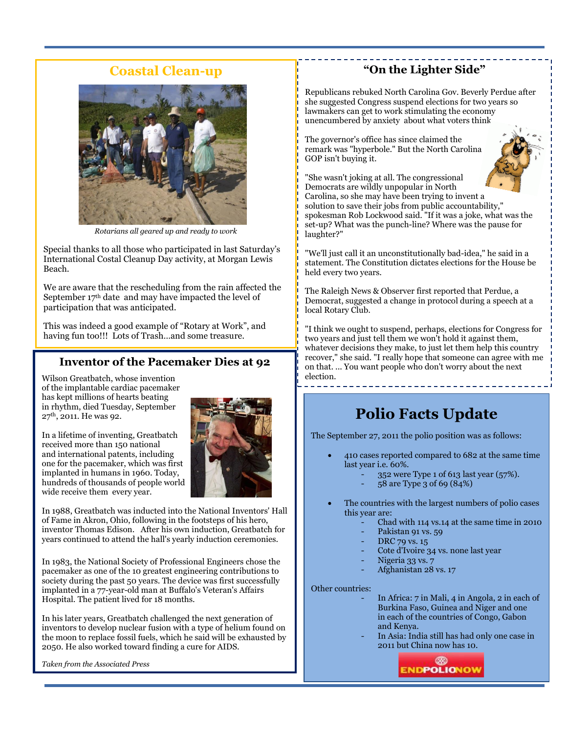## Coastal Clean-up

*Rotarians all geared up and ready to work*

Special thanks to all those who participated in last Saturday's International Costal Cleanup Day activity, at Morgan Lewis Beach.

We are aware that the rescheduling from the rain affected the September 17th date and may have impacted the level of participation that was anticipated.

This was indeed a good example of "Rotary at Work", and having fun too!!! Lots of Trash...and some treasure.

## Inventor of the Pacemaker Dies at 92

Wilson Greatbatch, whose invention of the implantable cardiac pacemaker has kept millions of hearts beating in rhythm, died Tuesday, September 27th, 2011. He was 92.

In a lifetime of inventing, Greatbatch received more than 150 national and international patents, including one for the pacemaker, which was first implanted in humans in 1960. Today, hundreds of thousands of people world wide receive them every year.

In 1988, Greatbatch was inducted into the National Inventors' Hall of Fame in Akron, Ohio, following in the footsteps of his hero, inventor Thomas Edison. After his own induction, Greatbatch for years continued to attend the hall's yearly induction ceremonies.

In 1983, the National Society of Professional Engineers chose the pacemaker as one of the 10 greatest engineering contributions to society during the past 50 years. The device was first successfully implanted in a 77-year-old man at Buffalo's Veteran's Affairs Hospital. The patient lived for 18 months.

In his later years, Greatbatch challenged the next generation of inventors to develop nuclear fusion with a type of helium found on the moon to replace fossil fuels, which he said will be exhausted by 2050. He also worked toward finding a cure for AIDS.

*Taken from the Associated Press*

## "On the Lighter Side"

Republicans rebuked North Carolina Gov. Beverly Perdue after she suggested Congress suspend elections for two years so lawmakers can get to work stimulating the economy unencumbered by anxiety about what voters think

The governor's office has since claimed the remark was "hyperbole." But the North Carolina GOP isn't buying it.

"She wasn't joking at all. The congressional Democrats are wildly unpopular in North Carolina, so she may have been trying to invent a solution to save their jobs from public accountability," spokesman Rob Lockwood said. "If it was a joke, what was the set-up? What was the punch-line? Where was the pause for laughter?"

"We'll just call it an unconstitutionally bad-idea," he said in a statement. The Constitution dictates elections for the House be held every two years.

The Raleigh News & Observer first reported that Perdue, a Democrat, suggested a change in protocol during a speech at a local Rotary Club.

"I think we ought to suspend, perhaps, elections for Congress for two years and just tell them we won't hold it against them, whatever decisions they make, to just let them help this country recover," she said. "I really hope that someone can agree with me on that. ... You want people who don't worry about the next election.

## Polio Facts Update

The September 27, 2011 the polio position was as follows:

- 410 cases reported compared to 682 at the same time last year i.e. 60%.
  - 352 were Type 1 of 613 last year (57%).
  - 58 are Type 3 of 69 (84%)
- The countries with the largest numbers of polio cases this year are:
  - Chad with 114 vs.14 at the same time in 2010
  - Pakistan 91 vs. 59
  - DRC 79 vs. 15
  - Cote d'Ivoire 34 vs. none last year
  - Nigeria 33 vs. 7
  - Afghanistan 28 vs. 17

Other countries:

- In Africa: 7 in Mali, 4 in Angola, 2 in each of Burkina Faso, Guinea and Niger and one in each of the countries of Congo, Gabon and Kenya.
- In Asia: India still has had only one case in 2011 but China now has 10.

ENDPOLIONOW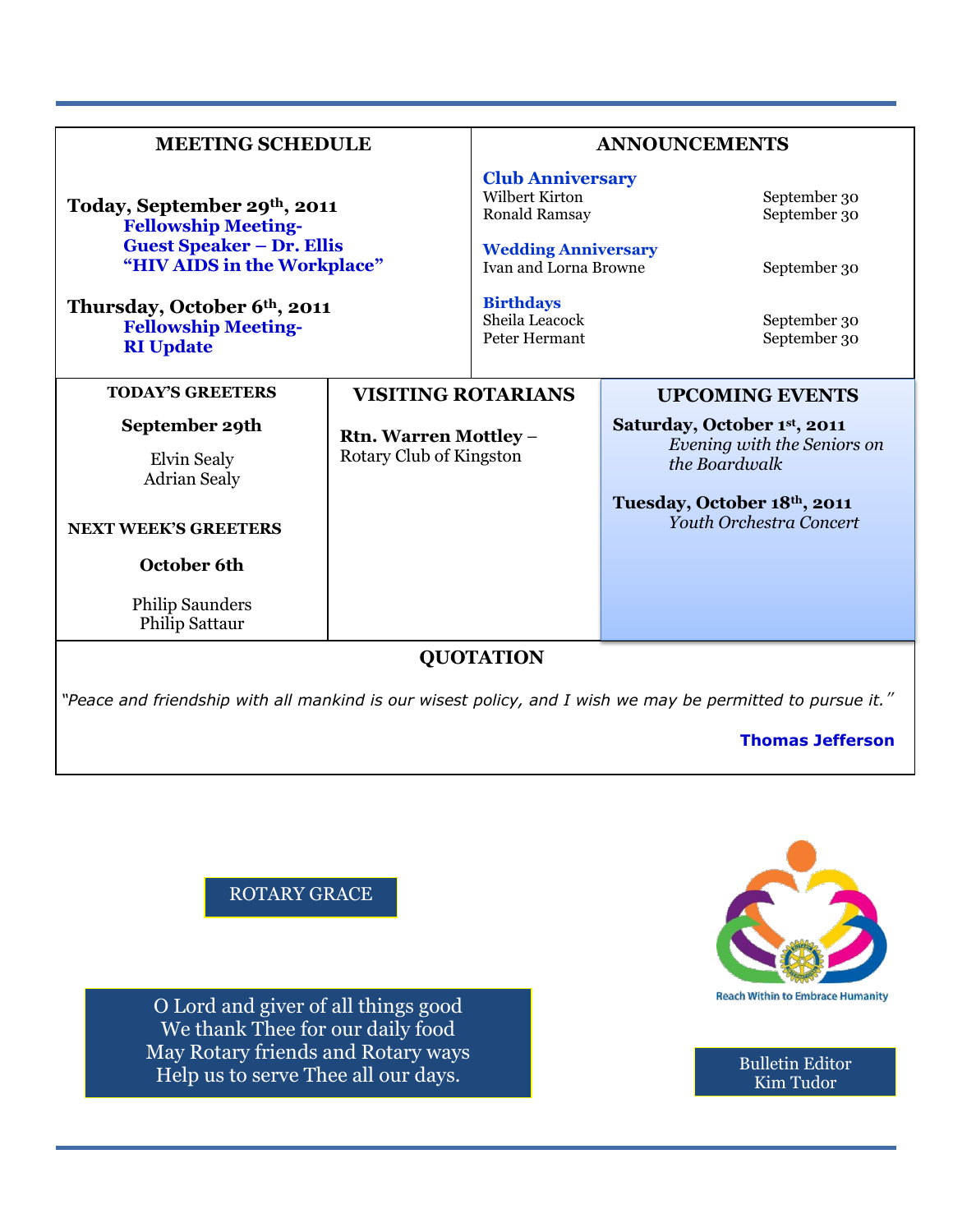## MEETING SCHEDULE

**Today, September 29th, 2011**
**Fellowship Meeting-**
**Guest Speaker – Dr. Ellis**
**"HIV AIDS in the Workplace"**

**Thursday, October 6th, 2011**
**Fellowship Meeting-**
**RI Update**

## ANNOUNCEMENTS

**Club Anniversary**

Wilbert Kirton — September 30
Ronald Ramsay — September 30

**Wedding Anniversary**

Ivan and Lorna Browne — September 30

**Birthdays**

Sheila Leacock — September 30
Peter Hermant — September 30

## TODAY'S GREETERS

**September 29th**

Elvin Sealy
Adrian Sealy

## NEXT WEEK'S GREETERS

**October 6th**

Philip Saunders
Philip Sattaur

## VISITING ROTARIANS

**Rtn. Warren Mottley** – Rotary Club of Kingston

## UPCOMING EVENTS

**Saturday, October 1st, 2011**
*Evening with the Seniors on the Boardwalk*

**Tuesday, October 18th, 2011**
*Youth Orchestra Concert*

## QUOTATION

*"Peace and friendship with all mankind is our wisest policy, and I wish we may be permitted to pursue it."*

**Thomas Jefferson**

ROTARY GRACE

O Lord and giver of all things good
We thank Thee for our daily food
May Rotary friends and Rotary ways
Help us to serve Thee all our days.

Reach Within to Embrace Humanity

Bulletin Editor
Kim Tudor